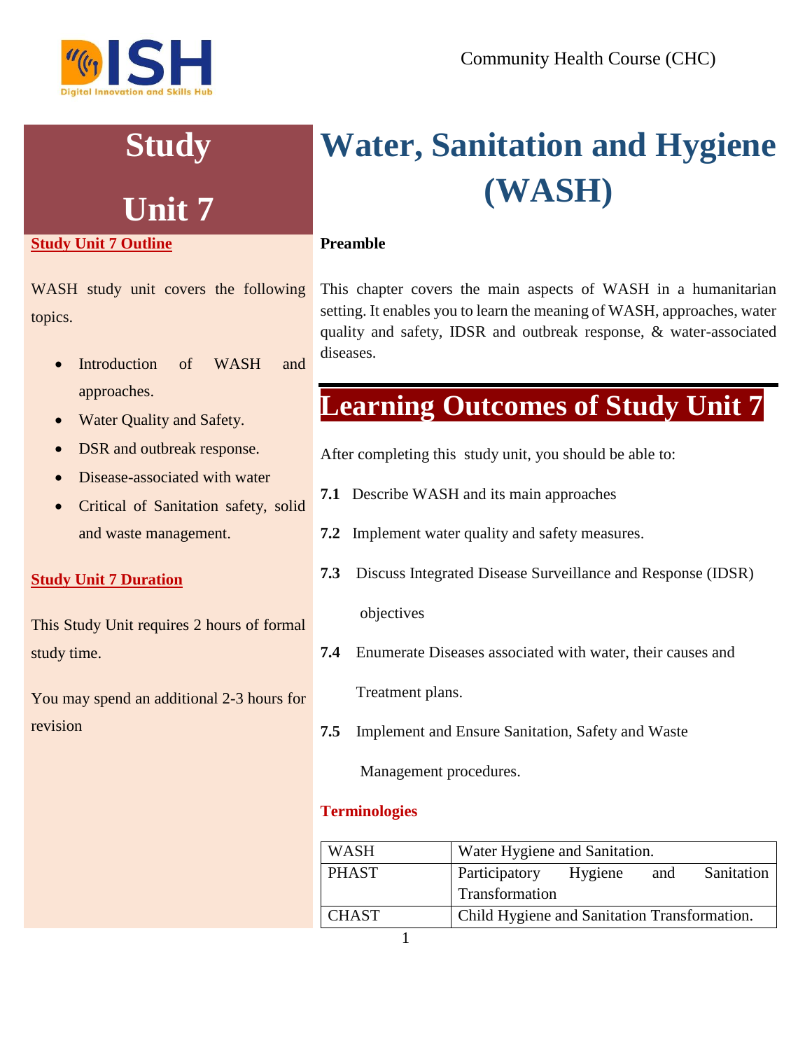# Study Unit 7

# Water, Sanitation and Hygiene (WASH)

**Study Unit 7 Outline**

WASH study unit covers the following topics.

- Introduction of WASH and approaches.
- Water Quality and Safety.
- DSR and outbreak response.
- Disease-associated with water
- Critical of Sanitation safety, solid and waste management.

**Study Unit 7 Duration**

This Study Unit requires 2 hours of formal study time.

You may spend an additional 2-3 hours for revision

**Preamble**

This chapter covers the main aspects of WASH in a humanitarian setting. It enables you to learn the meaning of WASH, approaches, water quality and safety, IDSR and outbreak response, & water-associated diseases.

## Learning Outcomes of Study Unit 7

After completing this study unit, you should be able to:

**7.1** Describe WASH and its main approaches

**7.2** Implement water quality and safety measures.

**7.3** Discuss Integrated Disease Surveillance and Response (IDSR) objectives

**7.4** Enumerate Diseases associated with water, their causes and Treatment plans.

**7.5** Implement and Ensure Sanitation, Safety and Waste Management procedures.

### Terminologies

| | |
|---|---|
| WASH | Water Hygiene and Sanitation. |
| PHAST | Participatory Hygiene and Sanitation Transformation |
| CHAST | Child Hygiene and Sanitation Transformation. |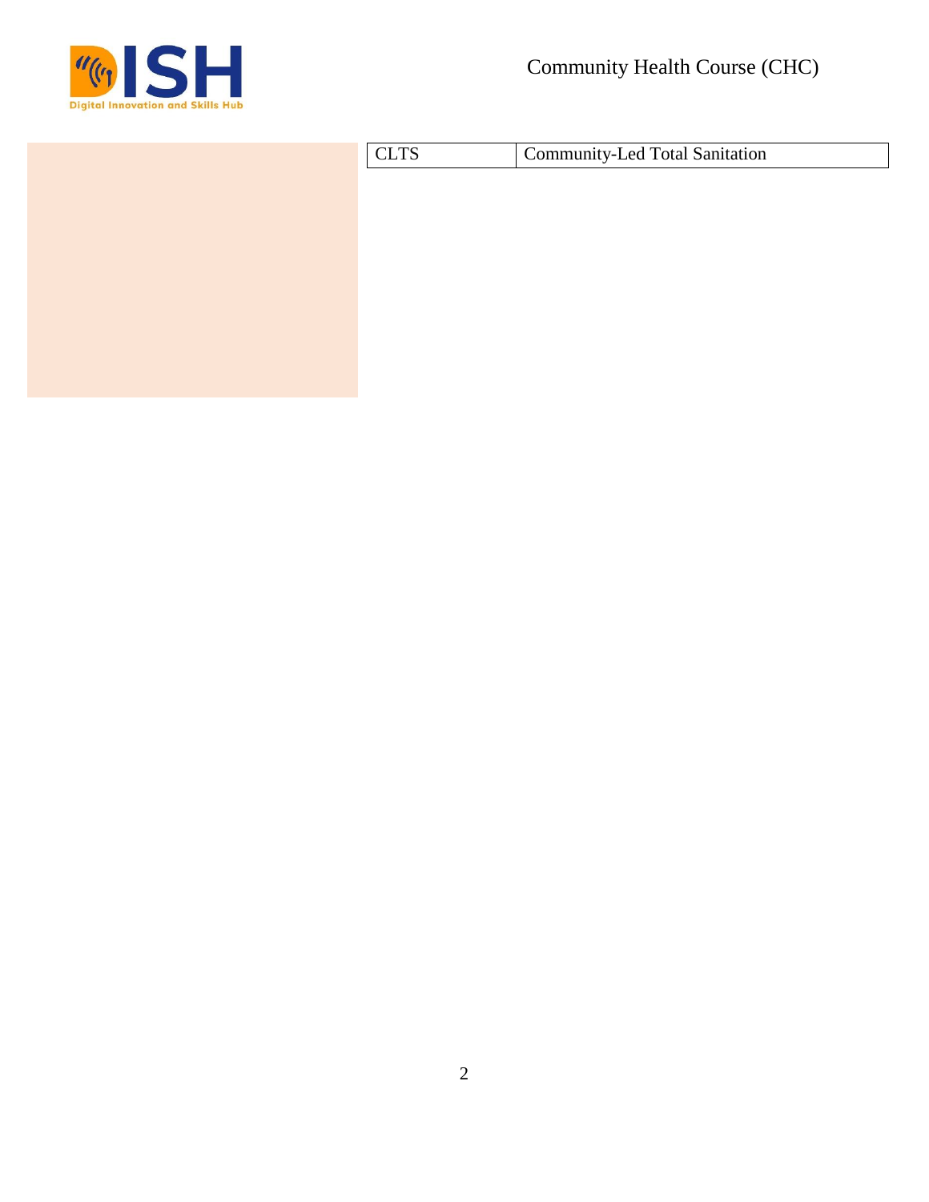| CLTS | Community-Led Total Sanitation |
|---|---|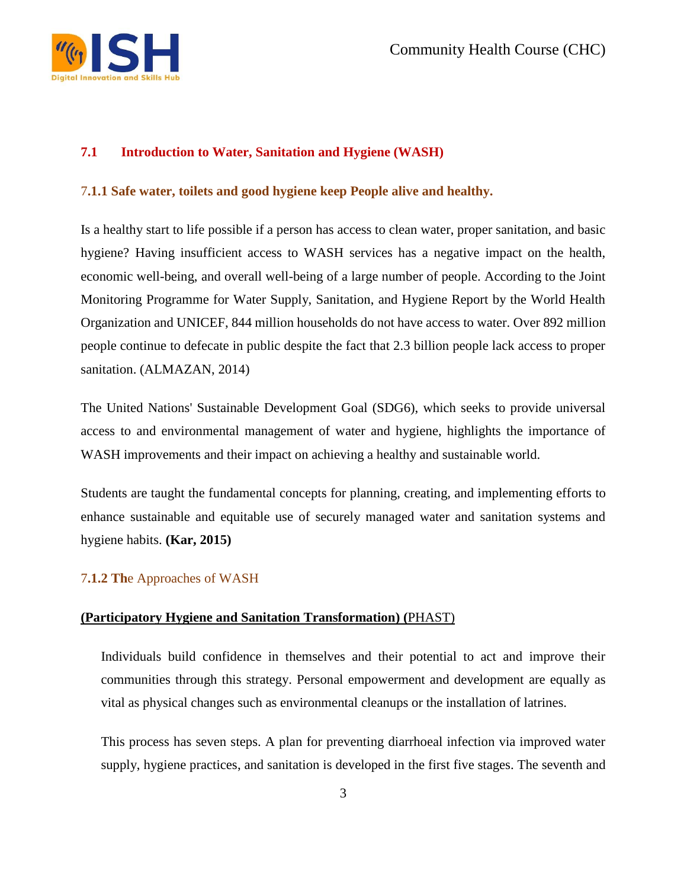## 7.1 Introduction to Water, Sanitation and Hygiene (WASH)

### 7.1.1 Safe water, toilets and good hygiene keep People alive and healthy.

Is a healthy start to life possible if a person has access to clean water, proper sanitation, and basic hygiene? Having insufficient access to WASH services has a negative impact on the health, economic well-being, and overall well-being of a large number of people. According to the Joint Monitoring Programme for Water Supply, Sanitation, and Hygiene Report by the World Health Organization and UNICEF, 844 million households do not have access to water. Over 892 million people continue to defecate in public despite the fact that 2.3 billion people lack access to proper sanitation. (ALMAZAN, 2014)

The United Nations' Sustainable Development Goal (SDG6), which seeks to provide universal access to and environmental management of water and hygiene, highlights the importance of WASH improvements and their impact on achieving a healthy and sustainable world.

Students are taught the fundamental concepts for planning, creating, and implementing efforts to enhance sustainable and equitable use of securely managed water and sanitation systems and hygiene habits. **(Kar, 2015)**

### 7.1.2 The Approaches of WASH

**(Participatory Hygiene and Sanitation Transformation) (PHAST)**

Individuals build confidence in themselves and their potential to act and improve their communities through this strategy. Personal empowerment and development are equally as vital as physical changes such as environmental cleanups or the installation of latrines.

This process has seven steps. A plan for preventing diarrhoeal infection via improved water supply, hygiene practices, and sanitation is developed in the first five stages. The seventh and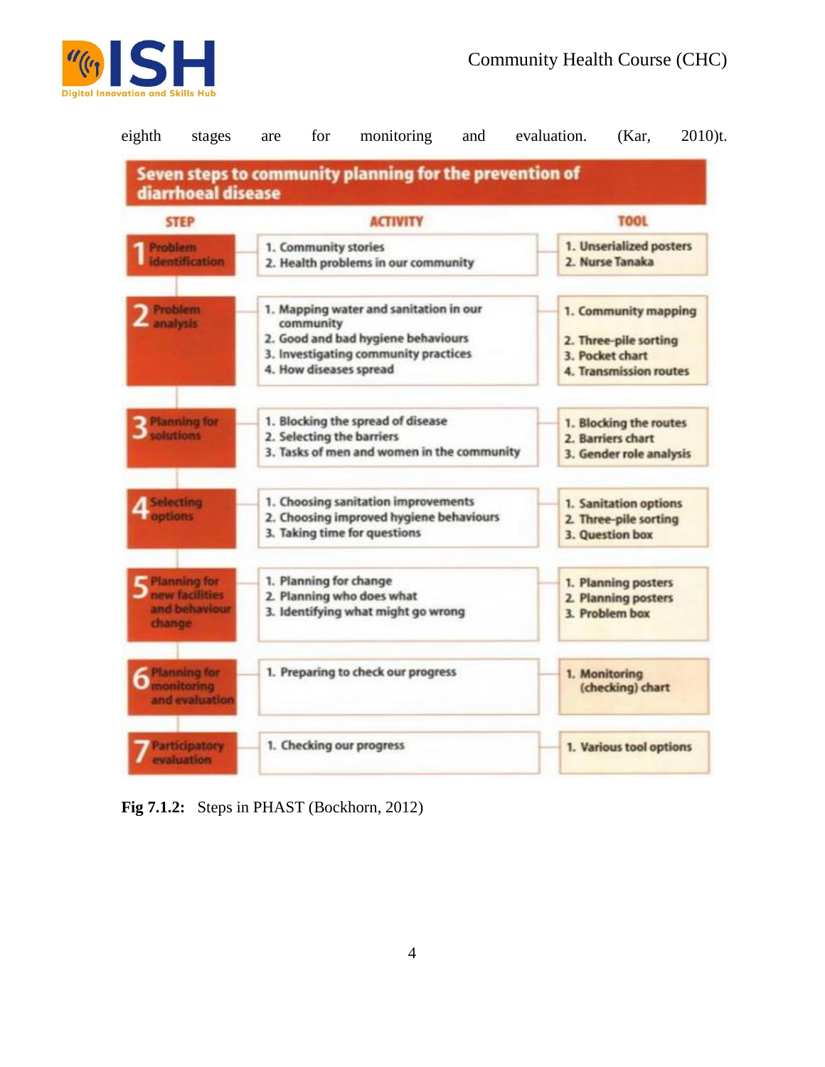eighth stages are for monitoring and evaluation. (Kar, 2010)t.

| Seven steps to community planning for the prevention of diarrhoeal disease | | |
|---|---|---|
| **STEP** | **ACTIVITY** | **TOOL** |
| 1 Problem identification | 1. Community stories<br>2. Health problems in our community | 1. Unserialized posters<br>2. Nurse Tanaka |
| 2 Problem analysis | 1. Mapping water and sanitation in our community<br>2. Good and bad hygiene behaviours<br>3. Investigating community practices<br>4. How diseases spread | 1. Community mapping<br>2. Three-pile sorting<br>3. Pocket chart<br>4. Transmission routes |
| 3 Planning for solutions | 1. Blocking the spread of disease<br>2. Selecting the barriers<br>3. Tasks of men and women in the community | 1. Blocking the routes<br>2. Barriers chart<br>3. Gender role analysis |
| 4 Selecting options | 1. Choosing sanitation improvements<br>2. Choosing improved hygiene behaviours<br>3. Taking time for questions | 1. Sanitation options<br>2. Three-pile sorting<br>3. Question box |
| 5 Planning for new facilities and behaviour change | 1. Planning for change<br>2. Planning who does what<br>3. Identifying what might go wrong | 1. Planning posters<br>2. Planning posters<br>3. Problem box |
| 6 Planning for monitoring and evaluation | 1. Preparing to check our progress | 1. Monitoring (checking) chart |
| 7 Participatory evaluation | 1. Checking our progress | 1. Various tool options |

**Fig 7.1.2:** Steps in PHAST (Bockhorn, 2012)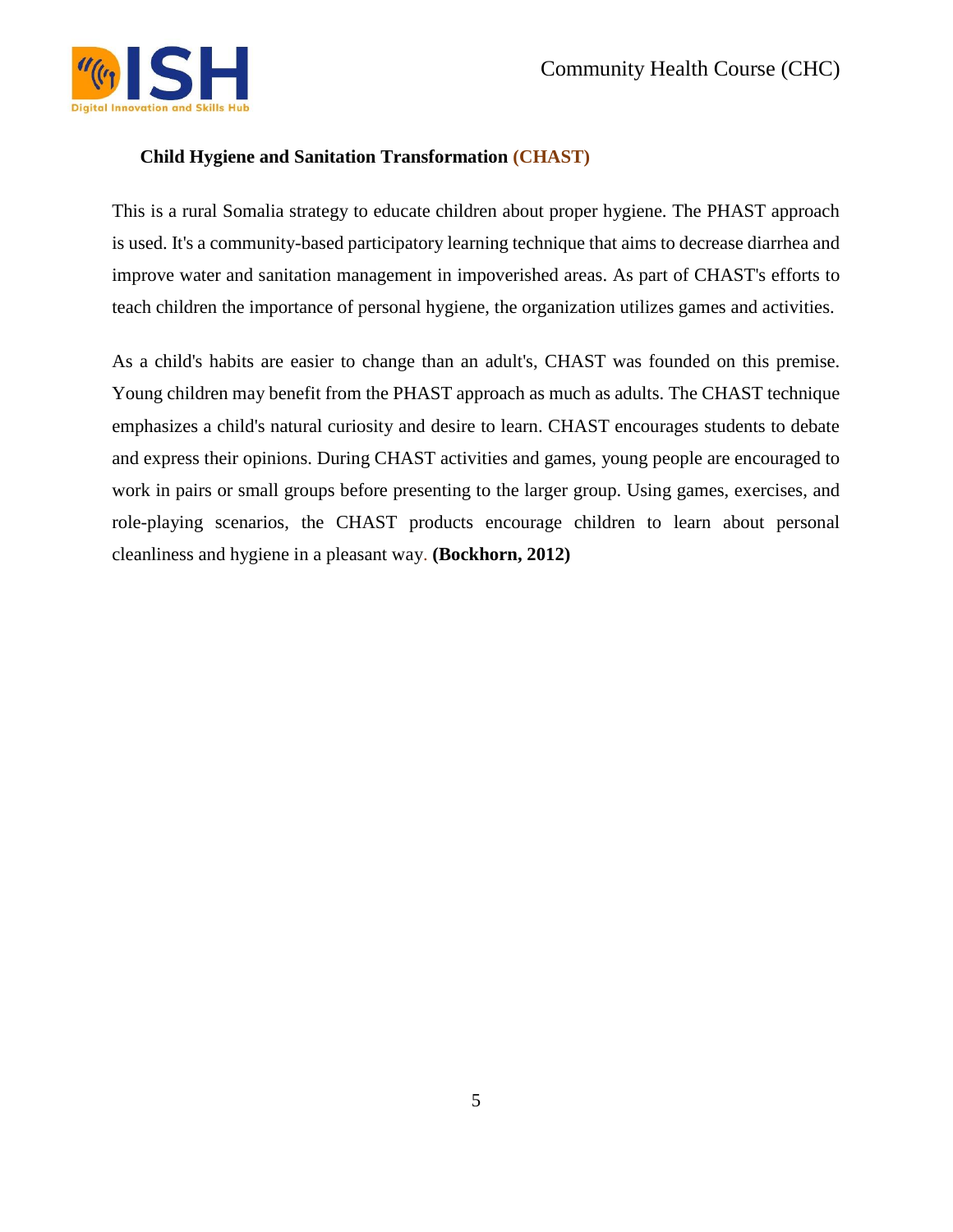### Child Hygiene and Sanitation Transformation (CHAST)

This is a rural Somalia strategy to educate children about proper hygiene. The PHAST approach is used. It's a community-based participatory learning technique that aims to decrease diarrhea and improve water and sanitation management in impoverished areas. As part of CHAST's efforts to teach children the importance of personal hygiene, the organization utilizes games and activities.

As a child's habits are easier to change than an adult's, CHAST was founded on this premise. Young children may benefit from the PHAST approach as much as adults. The CHAST technique emphasizes a child's natural curiosity and desire to learn. CHAST encourages students to debate and express their opinions. During CHAST activities and games, young people are encouraged to work in pairs or small groups before presenting to the larger group. Using games, exercises, and role-playing scenarios, the CHAST products encourage children to learn about personal cleanliness and hygiene in a pleasant way. **(Bockhorn, 2012)**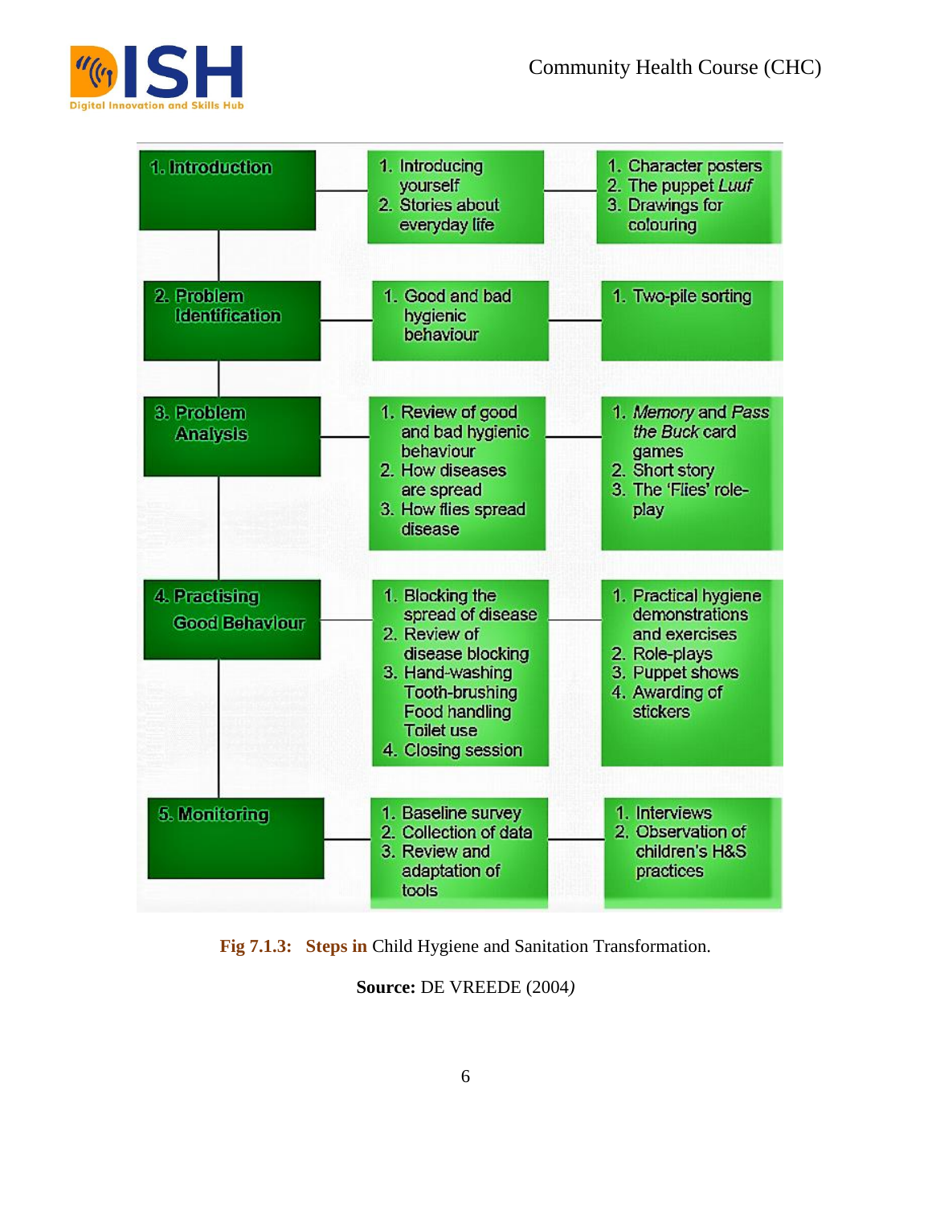| Step | Activities | Tools |
| --- | --- | --- |
| 1. Introduction | 1. Introducing yourself<br>2. Stories about everyday life | 1. Character posters<br>2. The puppet *Luuf*<br>3. Drawings for colouring |
| 2. Problem Identification | 1. Good and bad hygienic behaviour | 1. Two-pile sorting |
| 3. Problem Analysis | 1. Review of good and bad hygienic behaviour<br>2. How diseases are spread<br>3. How flies spread disease | 1. *Memory* and *Pass the Buck* card games<br>2. Short story<br>3. The 'Flies' role-play |
| 4. Practising Good Behaviour | 1. Blocking the spread of disease<br>2. Review of disease blocking<br>3. Hand-washing Tooth-brushing Food handling Toilet use<br>4. Closing session | 1. Practical hygiene demonstrations and exercises<br>2. Role-plays<br>3. Puppet shows<br>4. Awarding of stickers |
| 5. Monitoring | 1. Baseline survey<br>2. Collection of data<br>3. Review and adaptation of tools | 1. Interviews<br>2. Observation of children's H&S practices |

**Fig 7.1.3: Steps in** Child Hygiene and Sanitation Transformation.

**Source:** DE VREEDE (2004)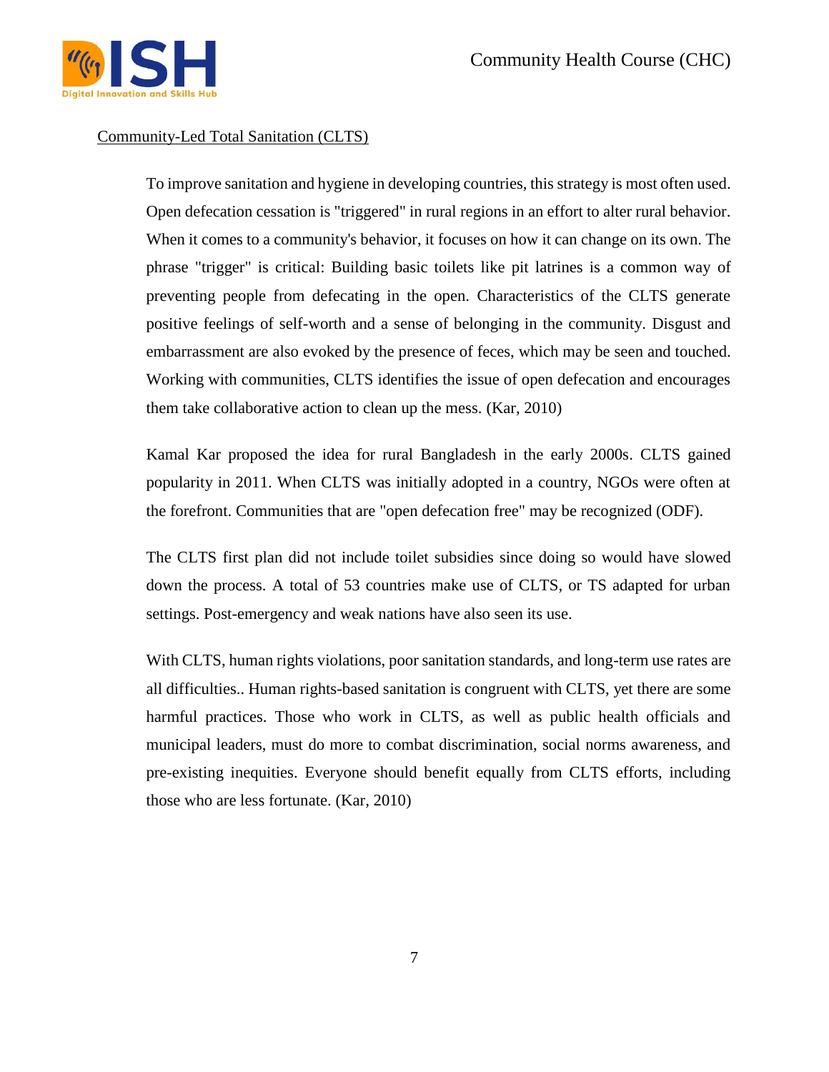## Community-Led Total Sanitation (CLTS)

To improve sanitation and hygiene in developing countries, this strategy is most often used. Open defecation cessation is "triggered" in rural regions in an effort to alter rural behavior. When it comes to a community's behavior, it focuses on how it can change on its own. The phrase "trigger" is critical: Building basic toilets like pit latrines is a common way of preventing people from defecating in the open. Characteristics of the CLTS generate positive feelings of self-worth and a sense of belonging in the community. Disgust and embarrassment are also evoked by the presence of feces, which may be seen and touched. Working with communities, CLTS identifies the issue of open defecation and encourages them take collaborative action to clean up the mess. (Kar, 2010)

Kamal Kar proposed the idea for rural Bangladesh in the early 2000s. CLTS gained popularity in 2011. When CLTS was initially adopted in a country, NGOs were often at the forefront. Communities that are "open defecation free" may be recognized (ODF).

The CLTS first plan did not include toilet subsidies since doing so would have slowed down the process. A total of 53 countries make use of CLTS, or TS adapted for urban settings. Post-emergency and weak nations have also seen its use.

With CLTS, human rights violations, poor sanitation standards, and long-term use rates are all difficulties.. Human rights-based sanitation is congruent with CLTS, yet there are some harmful practices. Those who work in CLTS, as well as public health officials and municipal leaders, must do more to combat discrimination, social norms awareness, and pre-existing inequities. Everyone should benefit equally from CLTS efforts, including those who are less fortunate. (Kar, 2010)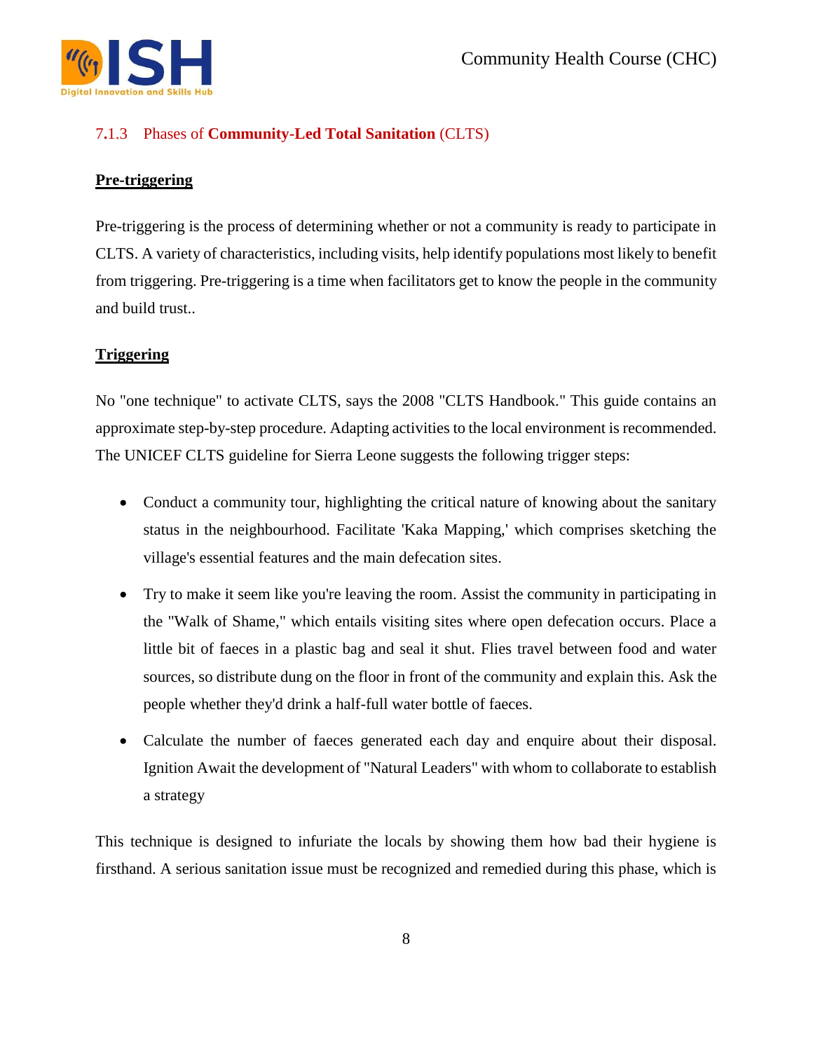### 7.1.3 Phases of **Community-Led Total Sanitation** (CLTS)

**Pre-triggering**

Pre-triggering is the process of determining whether or not a community is ready to participate in CLTS. A variety of characteristics, including visits, help identify populations most likely to benefit from triggering. Pre-triggering is a time when facilitators get to know the people in the community and build trust..

**Triggering**

No "one technique" to activate CLTS, says the 2008 "CLTS Handbook." This guide contains an approximate step-by-step procedure. Adapting activities to the local environment is recommended. The UNICEF CLTS guideline for Sierra Leone suggests the following trigger steps:

- Conduct a community tour, highlighting the critical nature of knowing about the sanitary status in the neighbourhood. Facilitate 'Kaka Mapping,' which comprises sketching the village's essential features and the main defecation sites.
- Try to make it seem like you're leaving the room. Assist the community in participating in the "Walk of Shame," which entails visiting sites where open defecation occurs. Place a little bit of faeces in a plastic bag and seal it shut. Flies travel between food and water sources, so distribute dung on the floor in front of the community and explain this. Ask the people whether they'd drink a half-full water bottle of faeces.
- Calculate the number of faeces generated each day and enquire about their disposal. Ignition Await the development of "Natural Leaders" with whom to collaborate to establish a strategy

This technique is designed to infuriate the locals by showing them how bad their hygiene is firsthand. A serious sanitation issue must be recognized and remedied during this phase, which is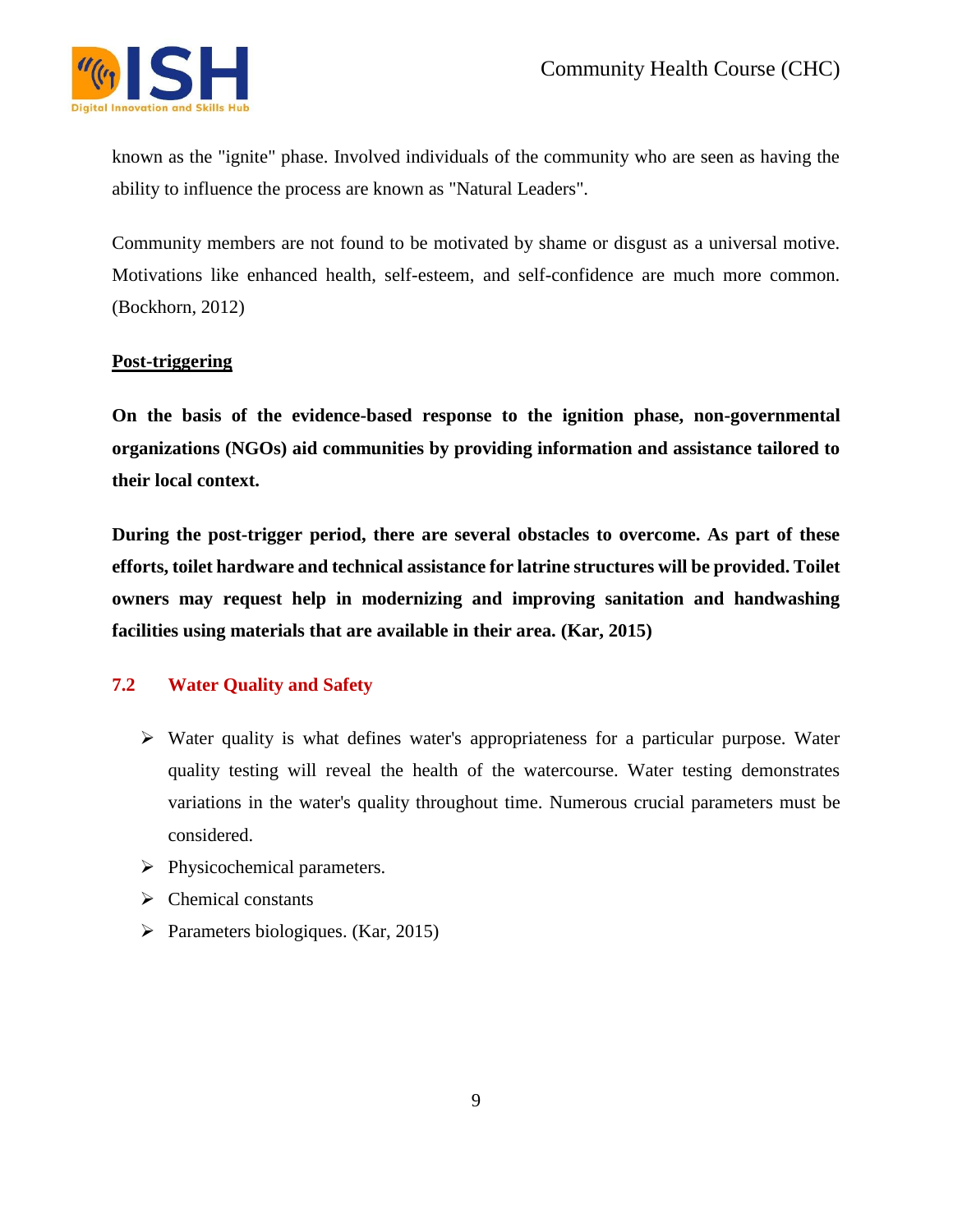known as the "ignite" phase. Involved individuals of the community who are seen as having the ability to influence the process are known as "Natural Leaders".

Community members are not found to be motivated by shame or disgust as a universal motive. Motivations like enhanced health, self-esteem, and self-confidence are much more common. (Bockhorn, 2012)

**<u>Post-triggering</u>**

**On the basis of the evidence-based response to the ignition phase, non-governmental organizations (NGOs) aid communities by providing information and assistance tailored to their local context.**

**During the post-trigger period, there are several obstacles to overcome. As part of these efforts, toilet hardware and technical assistance for latrine structures will be provided. Toilet owners may request help in modernizing and improving sanitation and handwashing facilities using materials that are available in their area. (Kar, 2015)**

## 7.2 Water Quality and Safety

- Water quality is what defines water's appropriateness for a particular purpose. Water quality testing will reveal the health of the watercourse. Water testing demonstrates variations in the water's quality throughout time. Numerous crucial parameters must be considered.
- Physicochemical parameters.
- Chemical constants
- Parameters biologiques. (Kar, 2015)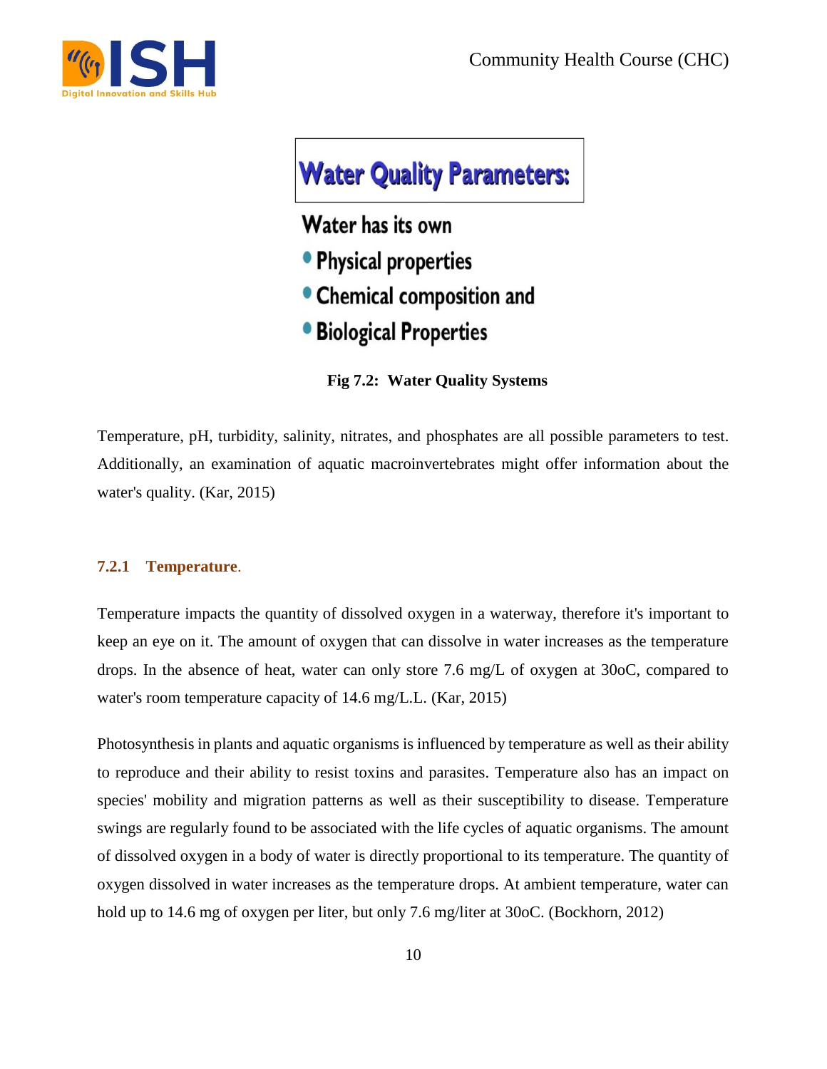**Water Quality Parameters:**

Water has its own

- Physical properties
- Chemical composition and
- Biological Properties

**Fig 7.2: Water Quality Systems**

Temperature, pH, turbidity, salinity, nitrates, and phosphates are all possible parameters to test. Additionally, an examination of aquatic macroinvertebrates might offer information about the water's quality. (Kar, 2015)

### 7.2.1 Temperature.

Temperature impacts the quantity of dissolved oxygen in a waterway, therefore it's important to keep an eye on it. The amount of oxygen that can dissolve in water increases as the temperature drops. In the absence of heat, water can only store 7.6 mg/L of oxygen at 30oC, compared to water's room temperature capacity of 14.6 mg/L.L. (Kar, 2015)

Photosynthesis in plants and aquatic organisms is influenced by temperature as well as their ability to reproduce and their ability to resist toxins and parasites. Temperature also has an impact on species' mobility and migration patterns as well as their susceptibility to disease. Temperature swings are regularly found to be associated with the life cycles of aquatic organisms. The amount of dissolved oxygen in a body of water is directly proportional to its temperature. The quantity of oxygen dissolved in water increases as the temperature drops. At ambient temperature, water can hold up to 14.6 mg of oxygen per liter, but only 7.6 mg/liter at 30oC. (Bockhorn, 2012)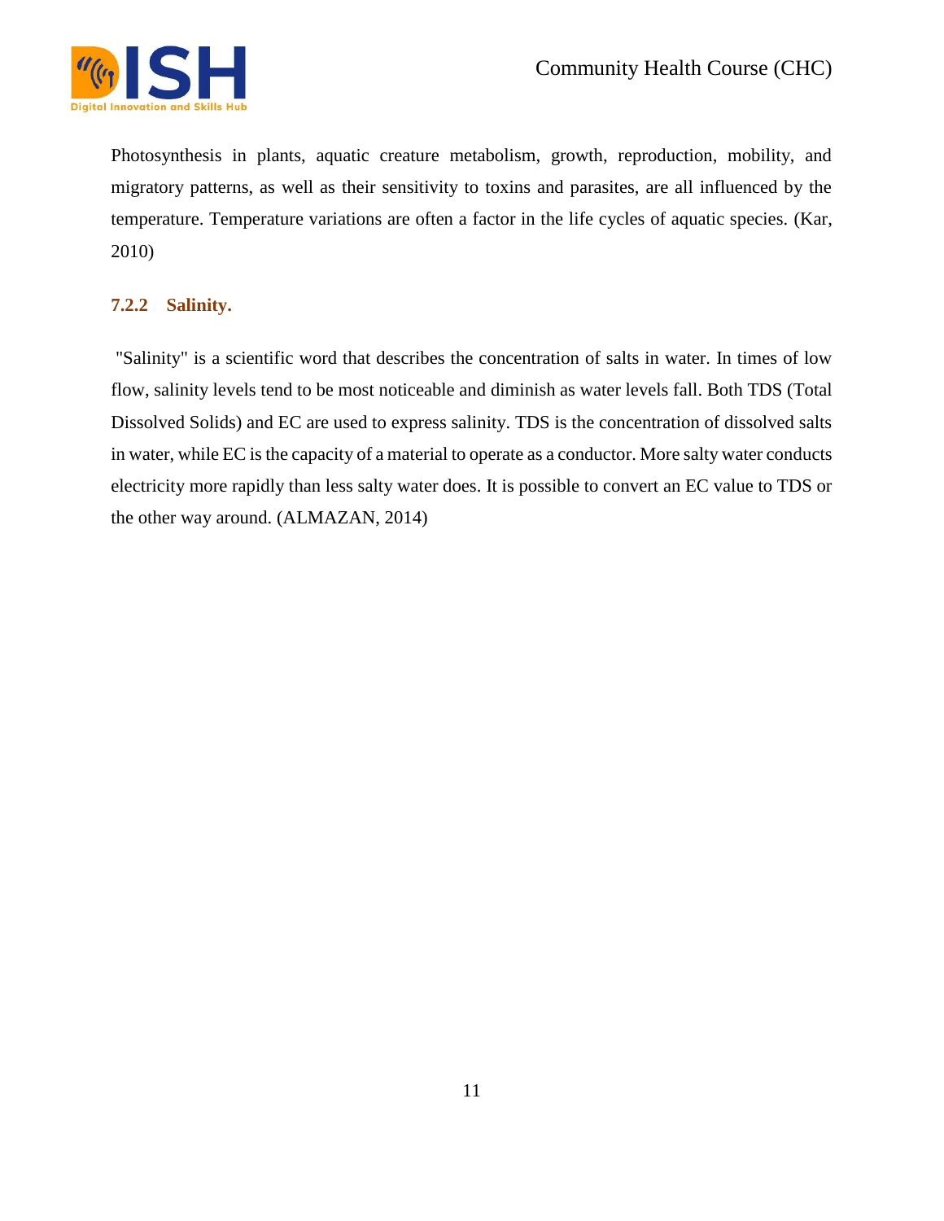Photosynthesis in plants, aquatic creature metabolism, growth, reproduction, mobility, and migratory patterns, as well as their sensitivity to toxins and parasites, are all influenced by the temperature. Temperature variations are often a factor in the life cycles of aquatic species. (Kar, 2010)

### 7.2.2 Salinity.

"Salinity" is a scientific word that describes the concentration of salts in water. In times of low flow, salinity levels tend to be most noticeable and diminish as water levels fall. Both TDS (Total Dissolved Solids) and EC are used to express salinity. TDS is the concentration of dissolved salts in water, while EC is the capacity of a material to operate as a conductor. More salty water conducts electricity more rapidly than less salty water does. It is possible to convert an EC value to TDS or the other way around. (ALMAZAN, 2014)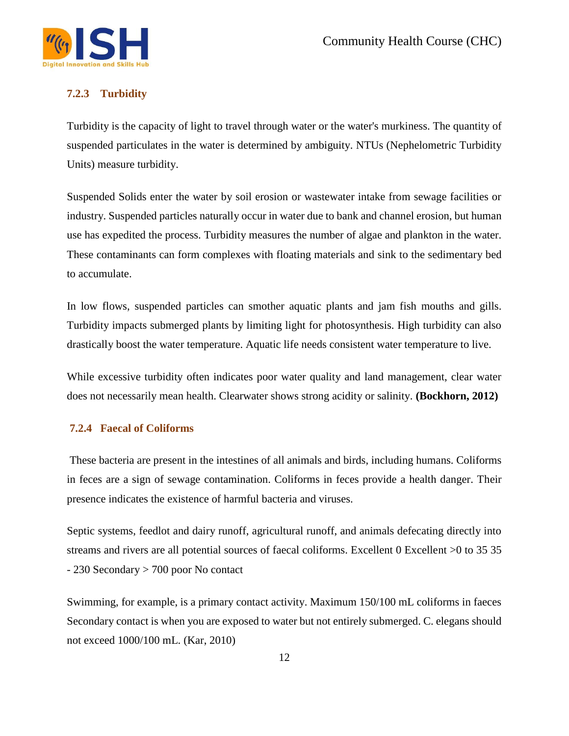### 7.2.3 Turbidity

Turbidity is the capacity of light to travel through water or the water's murkiness. The quantity of suspended particulates in the water is determined by ambiguity. NTUs (Nephelometric Turbidity Units) measure turbidity.

Suspended Solids enter the water by soil erosion or wastewater intake from sewage facilities or industry. Suspended particles naturally occur in water due to bank and channel erosion, but human use has expedited the process. Turbidity measures the number of algae and plankton in the water. These contaminants can form complexes with floating materials and sink to the sedimentary bed to accumulate.

In low flows, suspended particles can smother aquatic plants and jam fish mouths and gills. Turbidity impacts submerged plants by limiting light for photosynthesis. High turbidity can also drastically boost the water temperature. Aquatic life needs consistent water temperature to live.

While excessive turbidity often indicates poor water quality and land management, clear water does not necessarily mean health. Clearwater shows strong acidity or salinity. **(Bockhorn, 2012)**

### 7.2.4 Faecal of Coliforms

These bacteria are present in the intestines of all animals and birds, including humans. Coliforms in feces are a sign of sewage contamination. Coliforms in feces provide a health danger. Their presence indicates the existence of harmful bacteria and viruses.

Septic systems, feedlot and dairy runoff, agricultural runoff, and animals defecating directly into streams and rivers are all potential sources of faecal coliforms. Excellent 0 Excellent >0 to 35 35 - 230 Secondary > 700 poor No contact

Swimming, for example, is a primary contact activity. Maximum 150/100 mL coliforms in faeces Secondary contact is when you are exposed to water but not entirely submerged. C. elegans should not exceed 1000/100 mL. (Kar, 2010)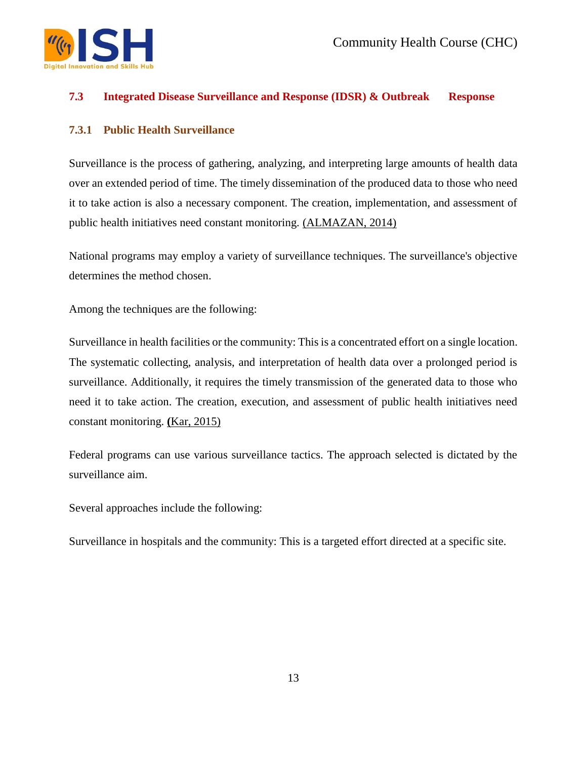## 7.3 Integrated Disease Surveillance and Response (IDSR) & Outbreak Response

### 7.3.1 Public Health Surveillance

Surveillance is the process of gathering, analyzing, and interpreting large amounts of health data over an extended period of time. The timely dissemination of the produced data to those who need it to take action is also a necessary component. The creation, implementation, and assessment of public health initiatives need constant monitoring. (ALMAZAN, 2014)

National programs may employ a variety of surveillance techniques. The surveillance's objective determines the method chosen.

Among the techniques are the following:

Surveillance in health facilities or the community: This is a concentrated effort on a single location. The systematic collecting, analysis, and interpretation of health data over a prolonged period is surveillance. Additionally, it requires the timely transmission of the generated data to those who need it to take action. The creation, execution, and assessment of public health initiatives need constant monitoring. **(**Kar, 2015)

Federal programs can use various surveillance tactics. The approach selected is dictated by the surveillance aim.

Several approaches include the following:

Surveillance in hospitals and the community: This is a targeted effort directed at a specific site.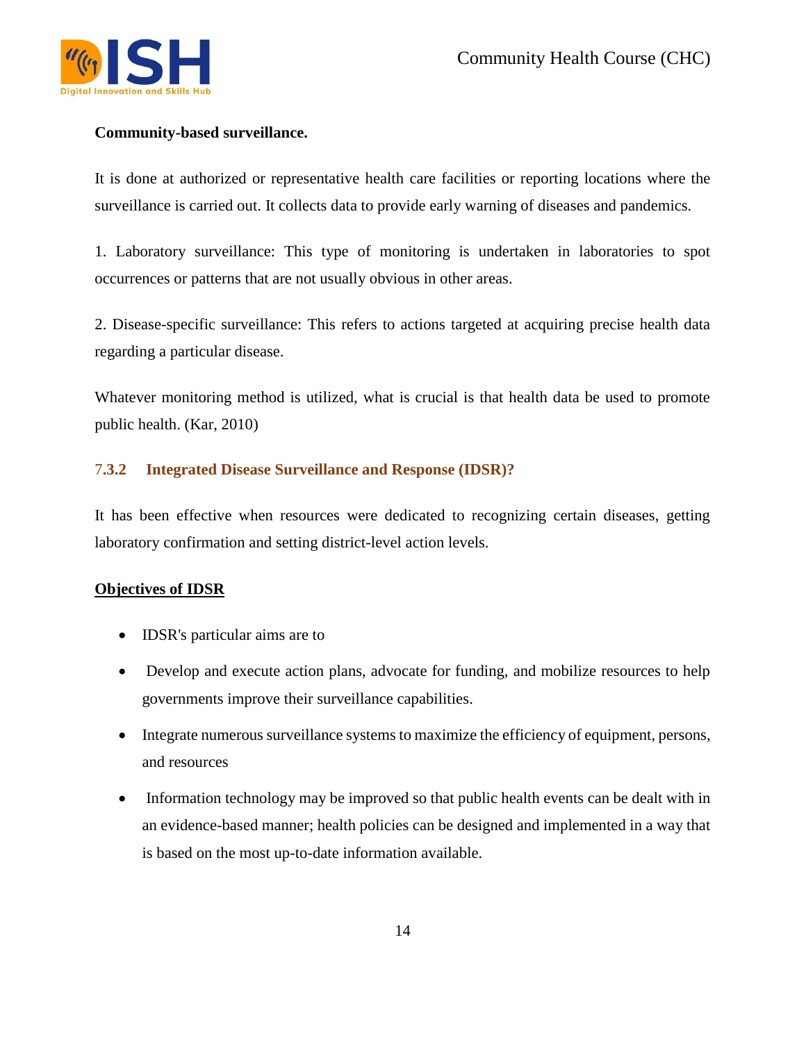**Community-based surveillance.**

It is done at authorized or representative health care facilities or reporting locations where the surveillance is carried out. It collects data to provide early warning of diseases and pandemics.

1. Laboratory surveillance: This type of monitoring is undertaken in laboratories to spot occurrences or patterns that are not usually obvious in other areas.

2. Disease-specific surveillance: This refers to actions targeted at acquiring precise health data regarding a particular disease.

Whatever monitoring method is utilized, what is crucial is that health data be used to promote public health. (Kar, 2010)

### 7.3.2 Integrated Disease Surveillance and Response (IDSR)?

It has been effective when resources were dedicated to recognizing certain diseases, getting laboratory confirmation and setting district-level action levels.

**Objectives of IDSR**

- IDSR's particular aims are to
- Develop and execute action plans, advocate for funding, and mobilize resources to help governments improve their surveillance capabilities.
- Integrate numerous surveillance systems to maximize the efficiency of equipment, persons, and resources
- Information technology may be improved so that public health events can be dealt with in an evidence-based manner; health policies can be designed and implemented in a way that is based on the most up-to-date information available.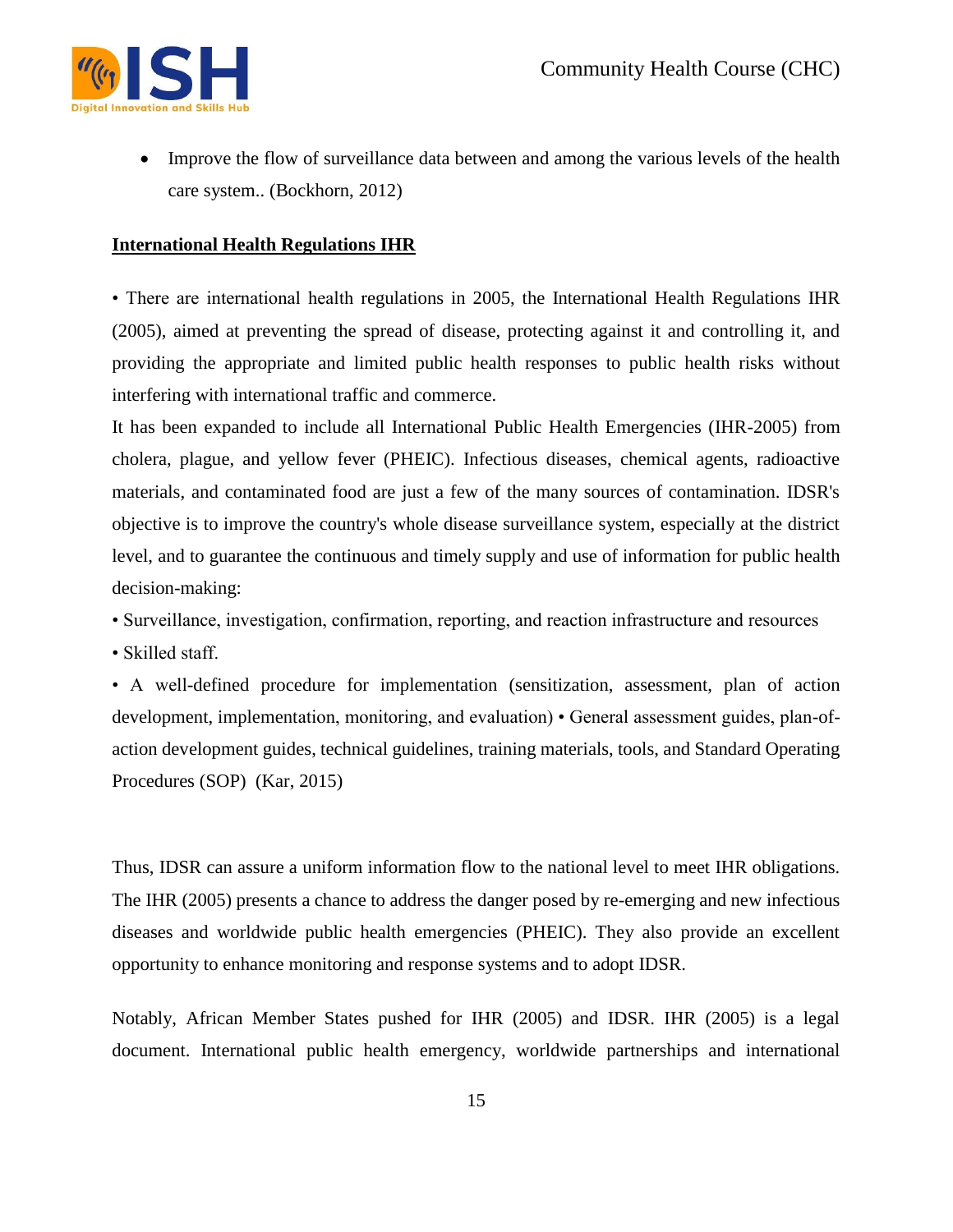- Improve the flow of surveillance data between and among the various levels of the health care system.. (Bockhorn, 2012)

**International Health Regulations IHR**

• There are international health regulations in 2005, the International Health Regulations IHR (2005), aimed at preventing the spread of disease, protecting against it and controlling it, and providing the appropriate and limited public health responses to public health risks without interfering with international traffic and commerce.

It has been expanded to include all International Public Health Emergencies (IHR-2005) from cholera, plague, and yellow fever (PHEIC). Infectious diseases, chemical agents, radioactive materials, and contaminated food are just a few of the many sources of contamination. IDSR's objective is to improve the country's whole disease surveillance system, especially at the district level, and to guarantee the continuous and timely supply and use of information for public health decision-making:

• Surveillance, investigation, confirmation, reporting, and reaction infrastructure and resources

• Skilled staff.

• A well-defined procedure for implementation (sensitization, assessment, plan of action development, implementation, monitoring, and evaluation) • General assessment guides, plan-of-action development guides, technical guidelines, training materials, tools, and Standard Operating Procedures (SOP) (Kar, 2015)

Thus, IDSR can assure a uniform information flow to the national level to meet IHR obligations. The IHR (2005) presents a chance to address the danger posed by re-emerging and new infectious diseases and worldwide public health emergencies (PHEIC). They also provide an excellent opportunity to enhance monitoring and response systems and to adopt IDSR.

Notably, African Member States pushed for IHR (2005) and IDSR. IHR (2005) is a legal document. International public health emergency, worldwide partnerships and international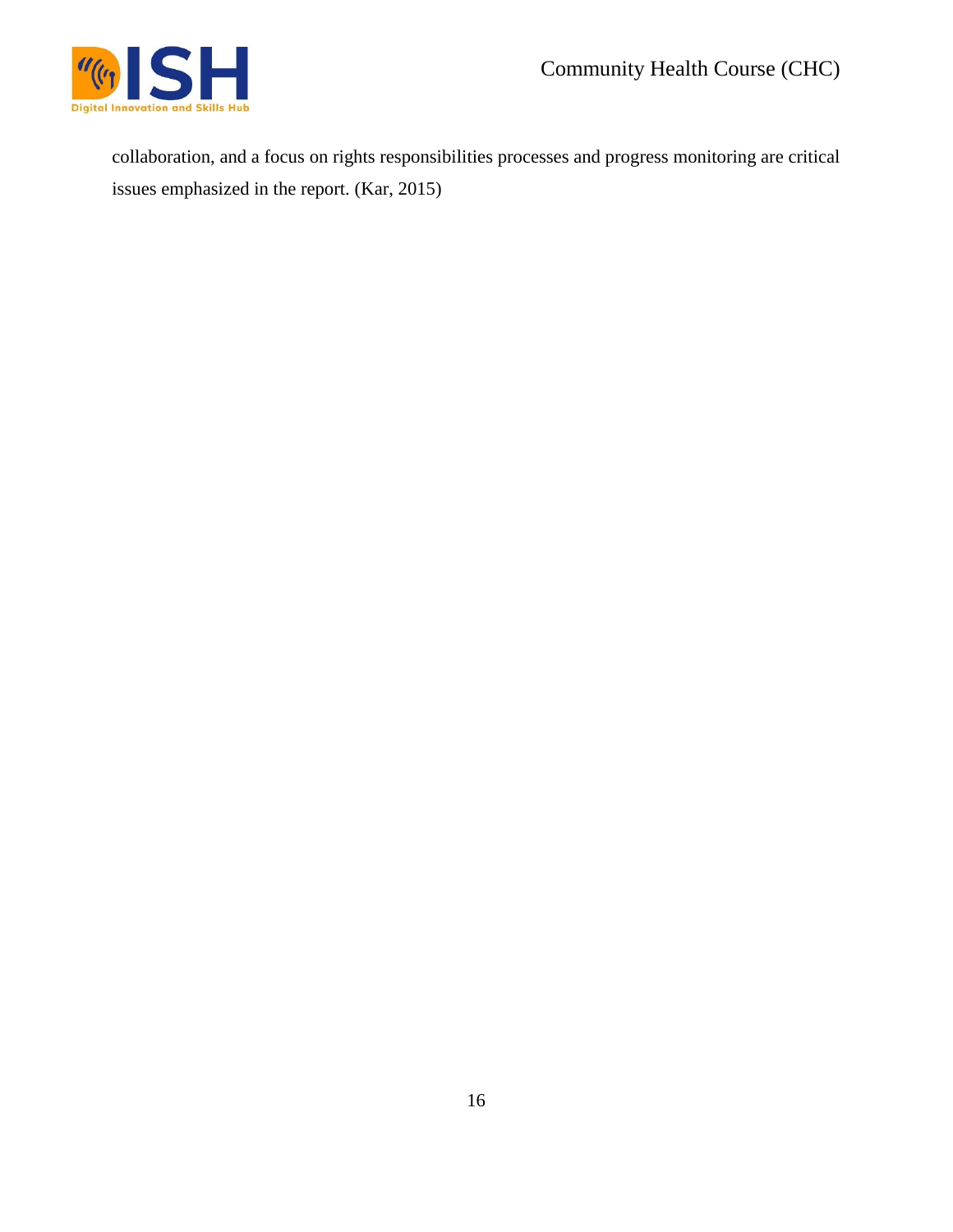collaboration, and a focus on rights responsibilities processes and progress monitoring are critical issues emphasized in the report. (Kar, 2015)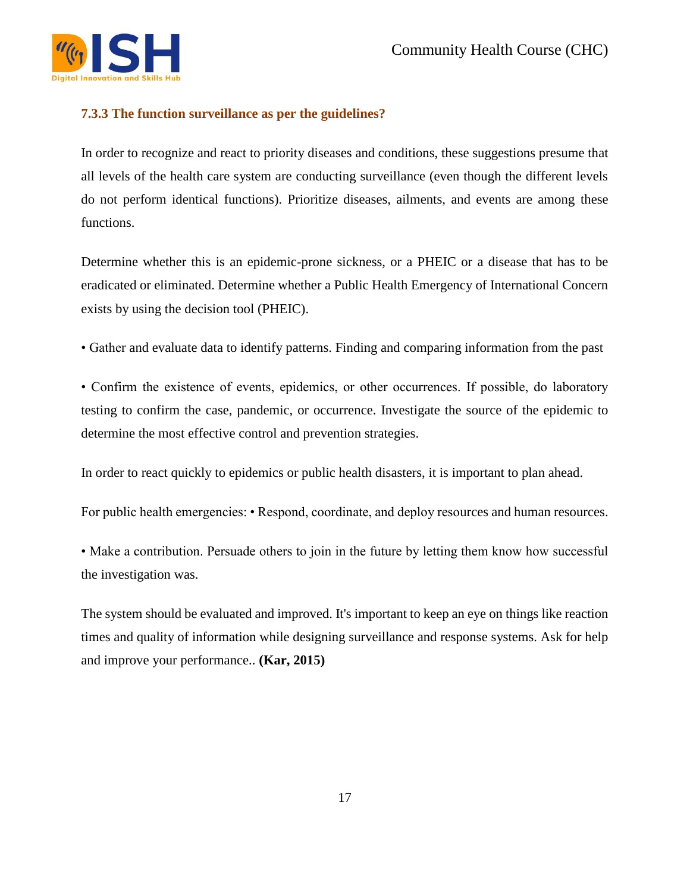### 7.3.3 The function surveillance as per the guidelines?

In order to recognize and react to priority diseases and conditions, these suggestions presume that all levels of the health care system are conducting surveillance (even though the different levels do not perform identical functions). Prioritize diseases, ailments, and events are among these functions.

Determine whether this is an epidemic-prone sickness, or a PHEIC or a disease that has to be eradicated or eliminated. Determine whether a Public Health Emergency of International Concern exists by using the decision tool (PHEIC).

• Gather and evaluate data to identify patterns. Finding and comparing information from the past

• Confirm the existence of events, epidemics, or other occurrences. If possible, do laboratory testing to confirm the case, pandemic, or occurrence. Investigate the source of the epidemic to determine the most effective control and prevention strategies.

In order to react quickly to epidemics or public health disasters, it is important to plan ahead.

For public health emergencies: • Respond, coordinate, and deploy resources and human resources.

• Make a contribution. Persuade others to join in the future by letting them know how successful the investigation was.

The system should be evaluated and improved. It's important to keep an eye on things like reaction times and quality of information while designing surveillance and response systems. Ask for help and improve your performance.. **(Kar, 2015)**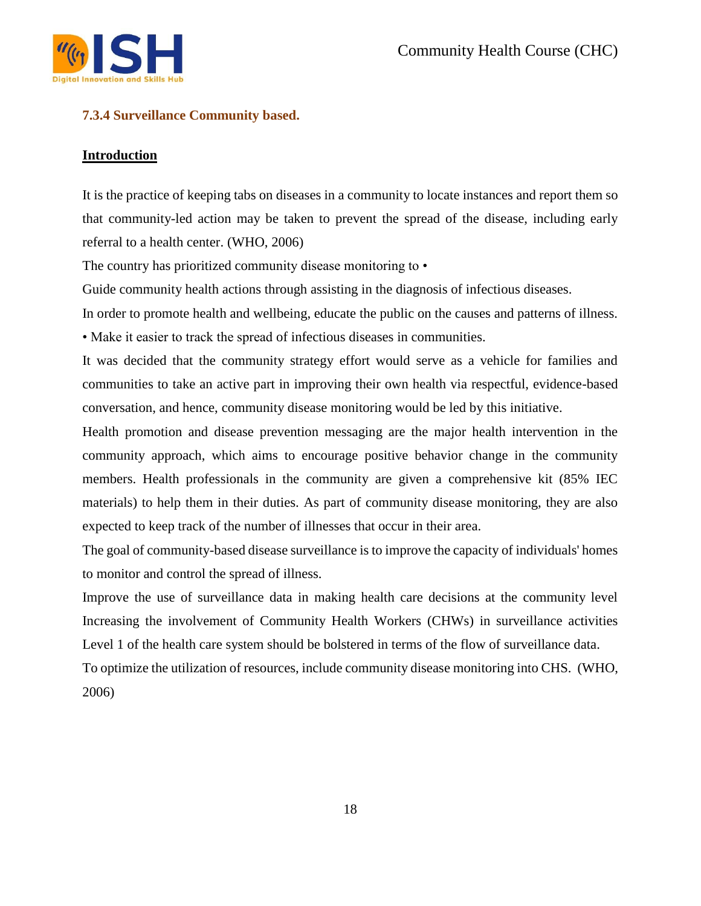### 7.3.4 Surveillance Community based.

**Introduction**

It is the practice of keeping tabs on diseases in a community to locate instances and report them so that community-led action may be taken to prevent the spread of the disease, including early referral to a health center. (WHO, 2006)

The country has prioritized community disease monitoring to •

Guide community health actions through assisting in the diagnosis of infectious diseases.

In order to promote health and wellbeing, educate the public on the causes and patterns of illness.

• Make it easier to track the spread of infectious diseases in communities.

It was decided that the community strategy effort would serve as a vehicle for families and communities to take an active part in improving their own health via respectful, evidence-based conversation, and hence, community disease monitoring would be led by this initiative.

Health promotion and disease prevention messaging are the major health intervention in the community approach, which aims to encourage positive behavior change in the community members. Health professionals in the community are given a comprehensive kit (85% IEC materials) to help them in their duties. As part of community disease monitoring, they are also expected to keep track of the number of illnesses that occur in their area.

The goal of community-based disease surveillance is to improve the capacity of individuals' homes to monitor and control the spread of illness.

Improve the use of surveillance data in making health care decisions at the community level Increasing the involvement of Community Health Workers (CHWs) in surveillance activities Level 1 of the health care system should be bolstered in terms of the flow of surveillance data.

To optimize the utilization of resources, include community disease monitoring into CHS. (WHO, 2006)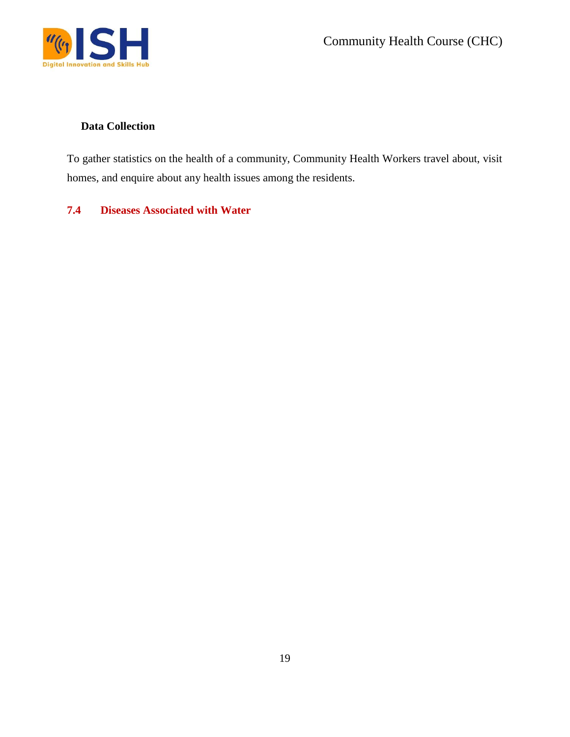**Data Collection**

To gather statistics on the health of a community, Community Health Workers travel about, visit homes, and enquire about any health issues among the residents.

## 7.4 Diseases Associated with Water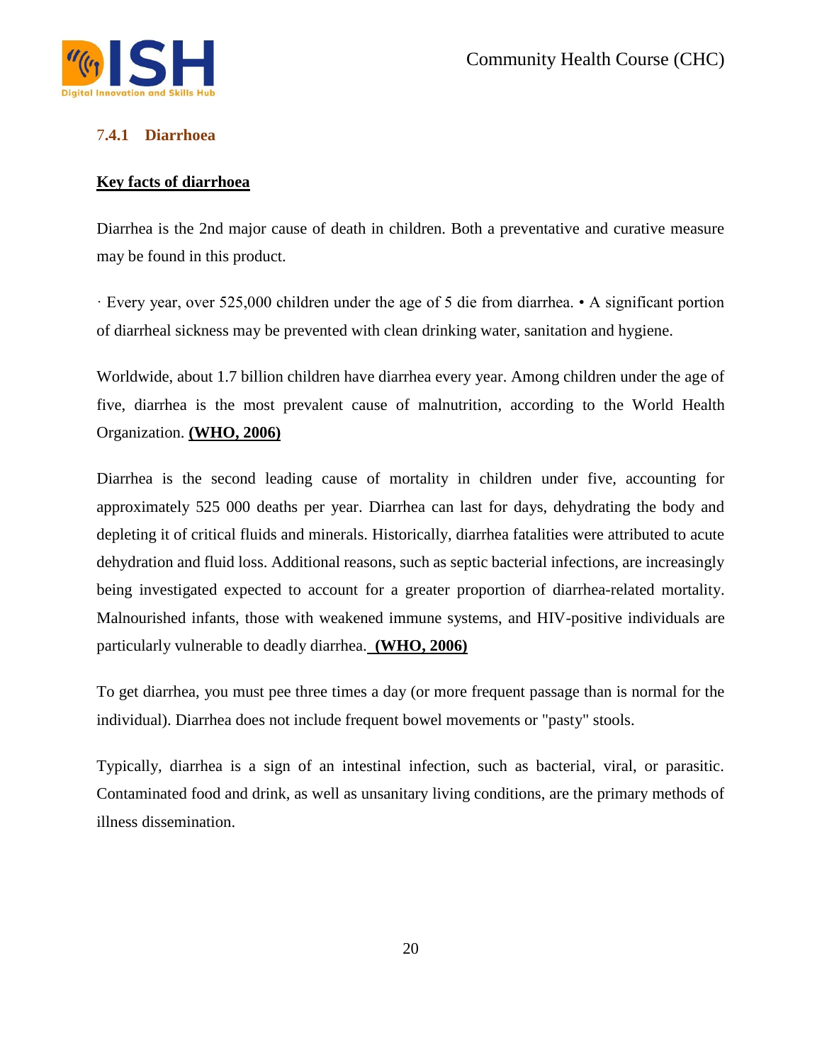### 7.4.1 Diarrhoea

**Key facts of diarrhoea**

Diarrhea is the 2nd major cause of death in children. Both a preventative and curative measure may be found in this product.

· Every year, over 525,000 children under the age of 5 die from diarrhea. • A significant portion of diarrheal sickness may be prevented with clean drinking water, sanitation and hygiene.

Worldwide, about 1.7 billion children have diarrhea every year. Among children under the age of five, diarrhea is the most prevalent cause of malnutrition, according to the World Health Organization. **(WHO, 2006)**

Diarrhea is the second leading cause of mortality in children under five, accounting for approximately 525 000 deaths per year. Diarrhea can last for days, dehydrating the body and depleting it of critical fluids and minerals. Historically, diarrhea fatalities were attributed to acute dehydration and fluid loss. Additional reasons, such as septic bacterial infections, are increasingly being investigated expected to account for a greater proportion of diarrhea-related mortality. Malnourished infants, those with weakened immune systems, and HIV-positive individuals are particularly vulnerable to deadly diarrhea. **(WHO, 2006)**

To get diarrhea, you must pee three times a day (or more frequent passage than is normal for the individual). Diarrhea does not include frequent bowel movements or "pasty" stools.

Typically, diarrhea is a sign of an intestinal infection, such as bacterial, viral, or parasitic. Contaminated food and drink, as well as unsanitary living conditions, are the primary methods of illness dissemination.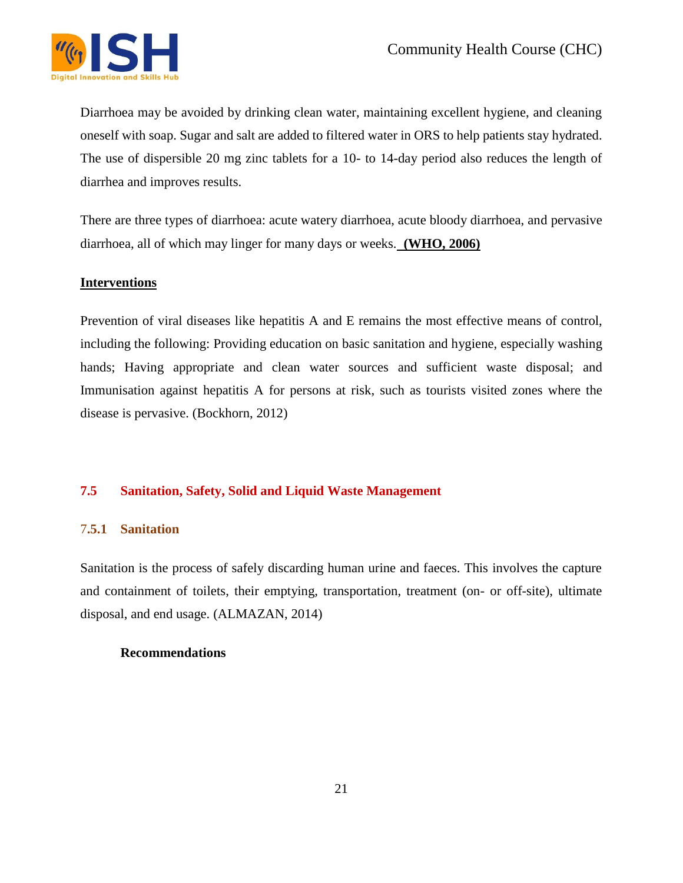Diarrhoea may be avoided by drinking clean water, maintaining excellent hygiene, and cleaning oneself with soap. Sugar and salt are added to filtered water in ORS to help patients stay hydrated. The use of dispersible 20 mg zinc tablets for a 10- to 14-day period also reduces the length of diarrhea and improves results.

There are three types of diarrhoea: acute watery diarrhoea, acute bloody diarrhoea, and pervasive diarrhoea, all of which may linger for many days or weeks. **(WHO, 2006)**

**Interventions**

Prevention of viral diseases like hepatitis A and E remains the most effective means of control, including the following: Providing education on basic sanitation and hygiene, especially washing hands; Having appropriate and clean water sources and sufficient waste disposal; and Immunisation against hepatitis A for persons at risk, such as tourists visited zones where the disease is pervasive. (Bockhorn, 2012)

## 7.5 Sanitation, Safety, Solid and Liquid Waste Management

### 7.5.1 Sanitation

Sanitation is the process of safely discarding human urine and faeces. This involves the capture and containment of toilets, their emptying, transportation, treatment (on- or off-site), ultimate disposal, and end usage. (ALMAZAN, 2014)

**Recommendations**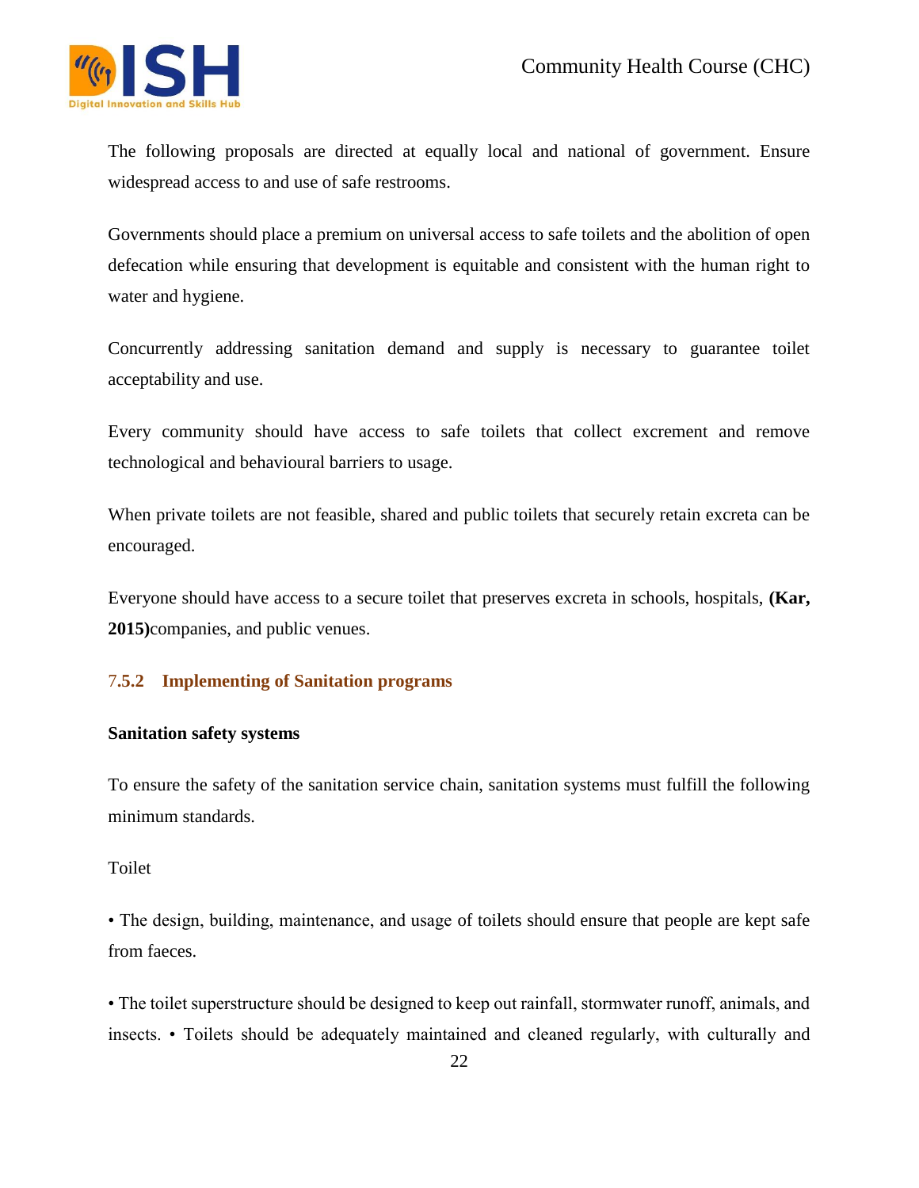The following proposals are directed at equally local and national of government. Ensure widespread access to and use of safe restrooms.

Governments should place a premium on universal access to safe toilets and the abolition of open defecation while ensuring that development is equitable and consistent with the human right to water and hygiene.

Concurrently addressing sanitation demand and supply is necessary to guarantee toilet acceptability and use.

Every community should have access to safe toilets that collect excrement and remove technological and behavioural barriers to usage.

When private toilets are not feasible, shared and public toilets that securely retain excreta can be encouraged.

Everyone should have access to a secure toilet that preserves excreta in schools, hospitals, **(Kar, 2015)**companies, and public venues.

### 7.5.2 Implementing of Sanitation programs

**Sanitation safety systems**

To ensure the safety of the sanitation service chain, sanitation systems must fulfill the following minimum standards.

Toilet

• The design, building, maintenance, and usage of toilets should ensure that people are kept safe from faeces.

• The toilet superstructure should be designed to keep out rainfall, stormwater runoff, animals, and insects. • Toilets should be adequately maintained and cleaned regularly, with culturally and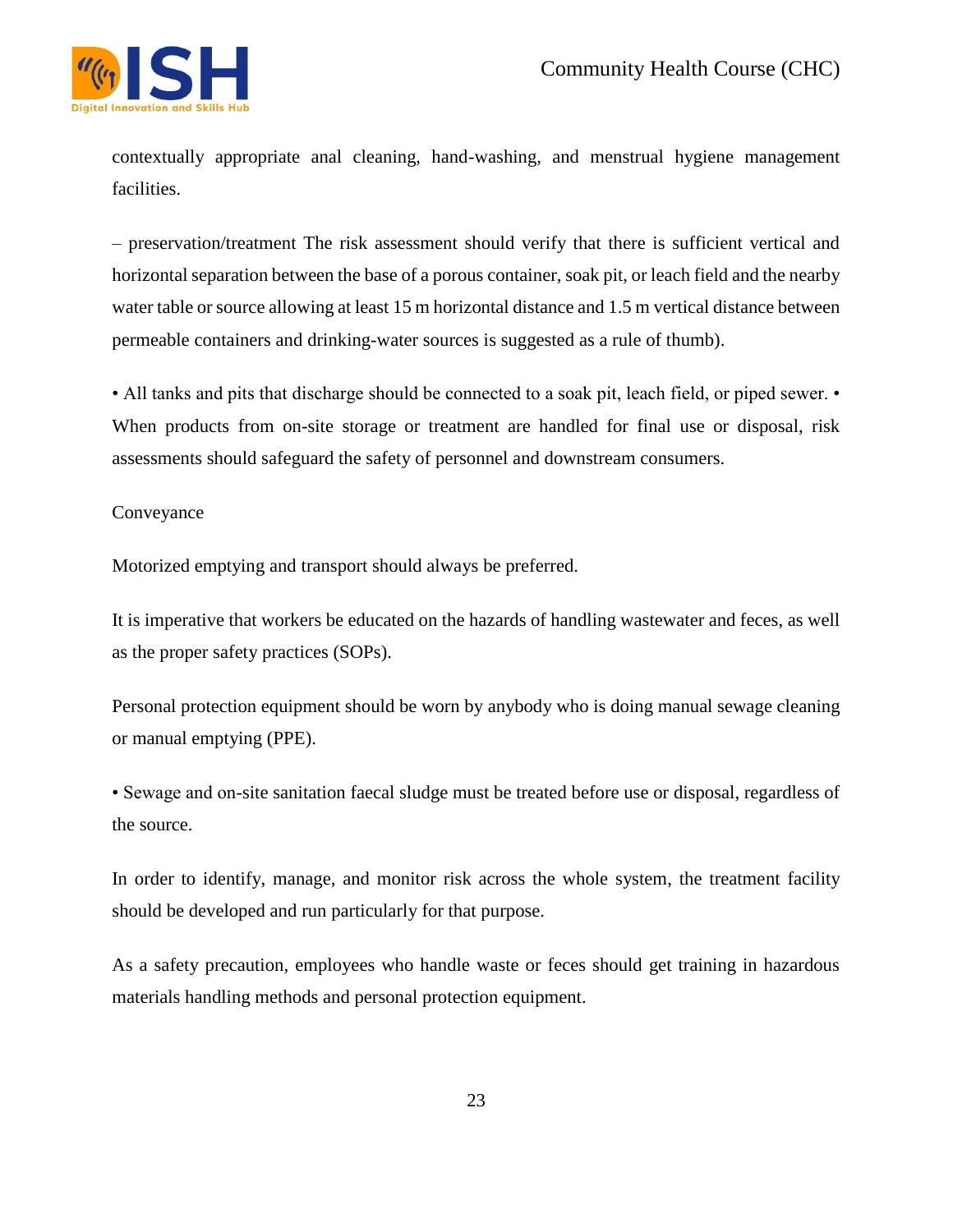contextually appropriate anal cleaning, hand-washing, and menstrual hygiene management facilities.

– preservation/treatment The risk assessment should verify that there is sufficient vertical and horizontal separation between the base of a porous container, soak pit, or leach field and the nearby water table or source allowing at least 15 m horizontal distance and 1.5 m vertical distance between permeable containers and drinking-water sources is suggested as a rule of thumb).

• All tanks and pits that discharge should be connected to a soak pit, leach field, or piped sewer. • When products from on-site storage or treatment are handled for final use or disposal, risk assessments should safeguard the safety of personnel and downstream consumers.

Conveyance

Motorized emptying and transport should always be preferred.

It is imperative that workers be educated on the hazards of handling wastewater and feces, as well as the proper safety practices (SOPs).

Personal protection equipment should be worn by anybody who is doing manual sewage cleaning or manual emptying (PPE).

• Sewage and on-site sanitation faecal sludge must be treated before use or disposal, regardless of the source.

In order to identify, manage, and monitor risk across the whole system, the treatment facility should be developed and run particularly for that purpose.

As a safety precaution, employees who handle waste or feces should get training in hazardous materials handling methods and personal protection equipment.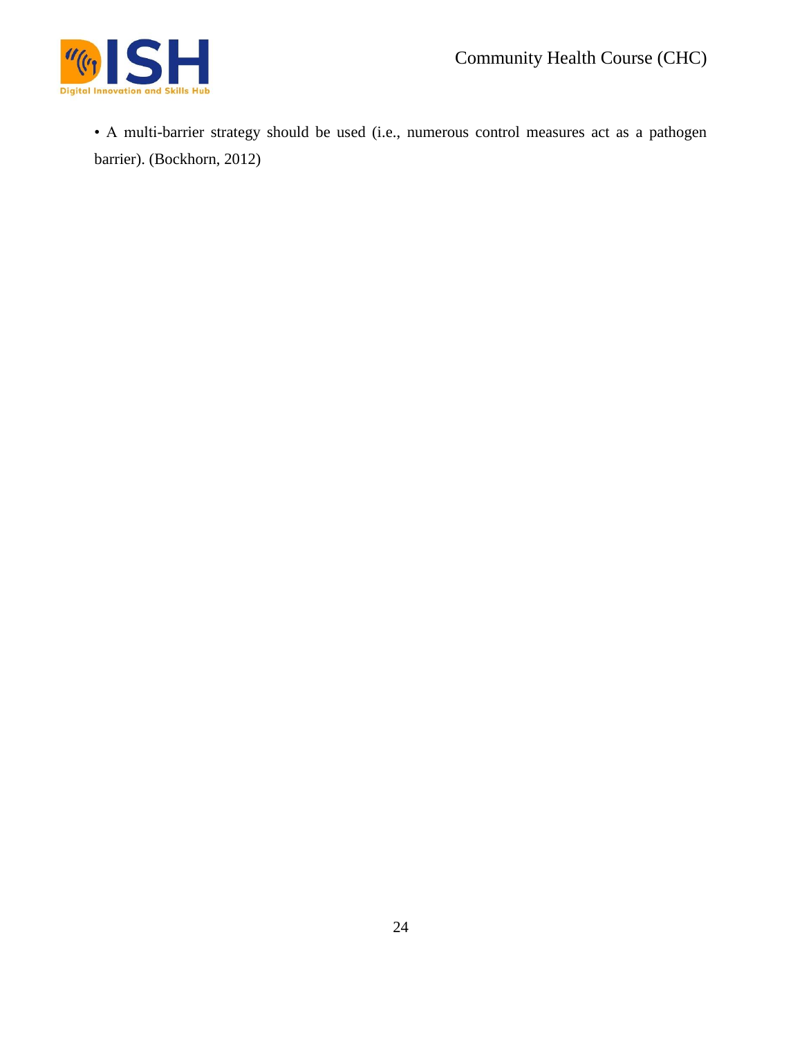- A multi-barrier strategy should be used (i.e., numerous control measures act as a pathogen barrier). (Bockhorn, 2012)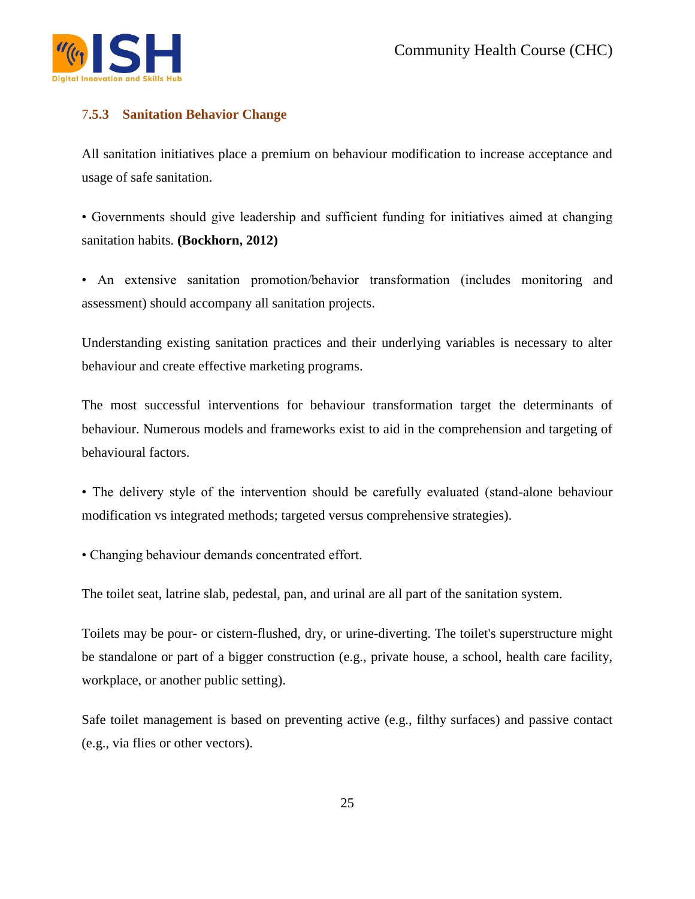### 7.5.3 Sanitation Behavior Change

All sanitation initiatives place a premium on behaviour modification to increase acceptance and usage of safe sanitation.

• Governments should give leadership and sufficient funding for initiatives aimed at changing sanitation habits. **(Bockhorn, 2012)**

• An extensive sanitation promotion/behavior transformation (includes monitoring and assessment) should accompany all sanitation projects.

Understanding existing sanitation practices and their underlying variables is necessary to alter behaviour and create effective marketing programs.

The most successful interventions for behaviour transformation target the determinants of behaviour. Numerous models and frameworks exist to aid in the comprehension and targeting of behavioural factors.

• The delivery style of the intervention should be carefully evaluated (stand-alone behaviour modification vs integrated methods; targeted versus comprehensive strategies).

• Changing behaviour demands concentrated effort.

The toilet seat, latrine slab, pedestal, pan, and urinal are all part of the sanitation system.

Toilets may be pour- or cistern-flushed, dry, or urine-diverting. The toilet's superstructure might be standalone or part of a bigger construction (e.g., private house, a school, health care facility, workplace, or another public setting).

Safe toilet management is based on preventing active (e.g., filthy surfaces) and passive contact (e.g., via flies or other vectors).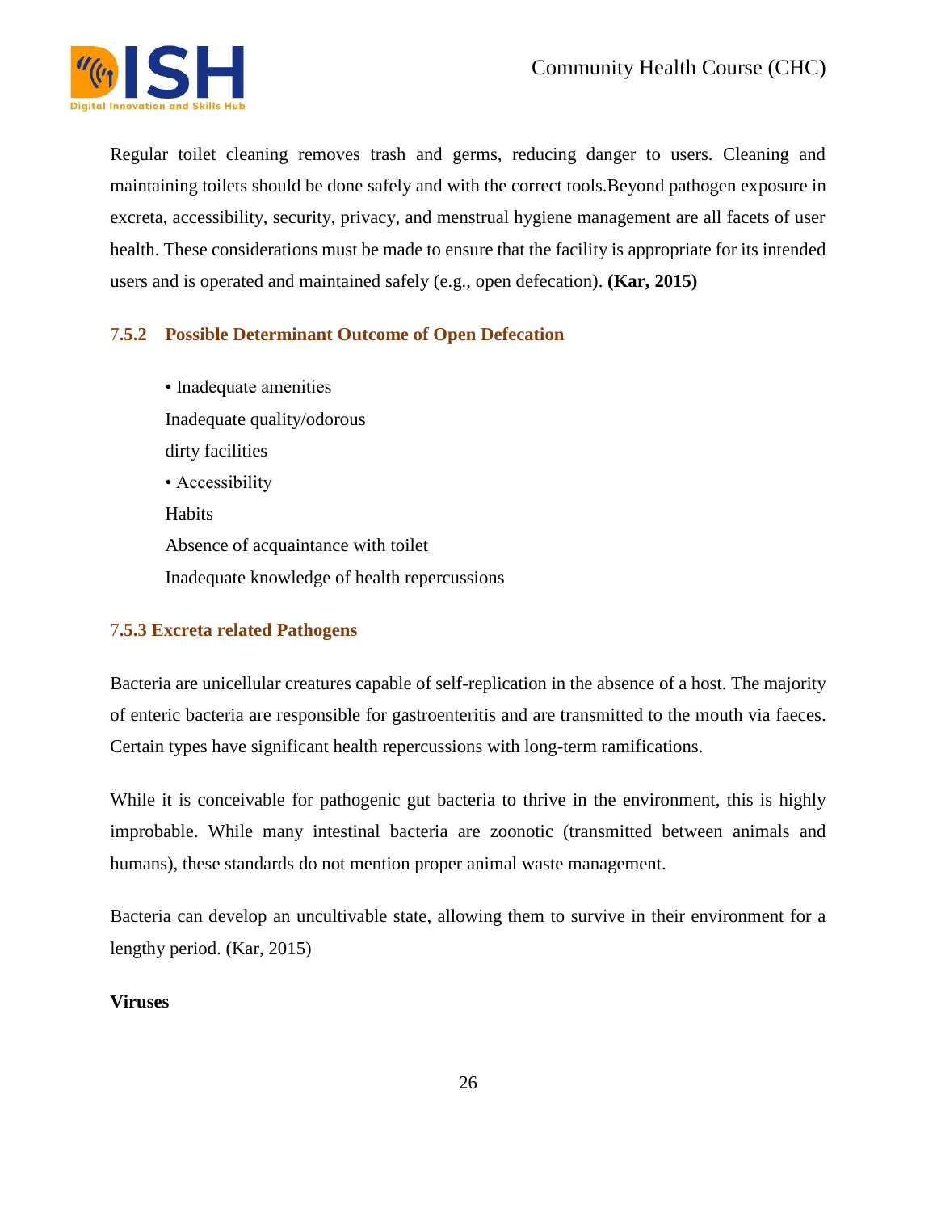Regular toilet cleaning removes trash and germs, reducing danger to users. Cleaning and maintaining toilets should be done safely and with the correct tools.Beyond pathogen exposure in excreta, accessibility, security, privacy, and menstrual hygiene management are all facets of user health. These considerations must be made to ensure that the facility is appropriate for its intended users and is operated and maintained safely (e.g., open defecation). **(Kar, 2015)**

### 7.5.2 Possible Determinant Outcome of Open Defecation

• Inadequate amenities
Inadequate quality/odorous
dirty facilities
• Accessibility
Habits
Absence of acquaintance with toilet
Inadequate knowledge of health repercussions

### 7.5.3 Excreta related Pathogens

Bacteria are unicellular creatures capable of self-replication in the absence of a host. The majority of enteric bacteria are responsible for gastroenteritis and are transmitted to the mouth via faeces. Certain types have significant health repercussions with long-term ramifications.

While it is conceivable for pathogenic gut bacteria to thrive in the environment, this is highly improbable. While many intestinal bacteria are zoonotic (transmitted between animals and humans), these standards do not mention proper animal waste management.

Bacteria can develop an uncultivable state, allowing them to survive in their environment for a lengthy period. (Kar, 2015)

**Viruses**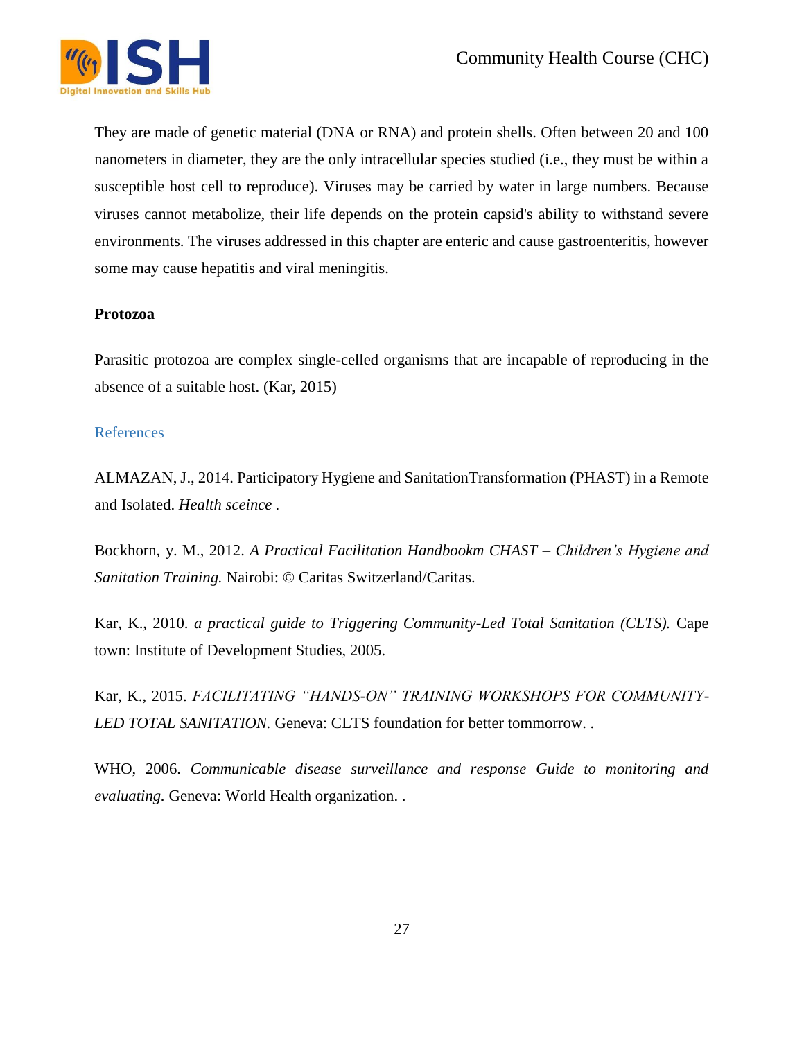They are made of genetic material (DNA or RNA) and protein shells. Often between 20 and 100 nanometers in diameter, they are the only intracellular species studied (i.e., they must be within a susceptible host cell to reproduce). Viruses may be carried by water in large numbers. Because viruses cannot metabolize, their life depends on the protein capsid's ability to withstand severe environments. The viruses addressed in this chapter are enteric and cause gastroenteritis, however some may cause hepatitis and viral meningitis.

**Protozoa**

Parasitic protozoa are complex single-celled organisms that are incapable of reproducing in the absence of a suitable host. (Kar, 2015)

## References

ALMAZAN, J., 2014. Participatory Hygiene and SanitationTransformation (PHAST) in a Remote and Isolated. *Health sceince* .

Bockhorn, y. M., 2012. *A Practical Facilitation Handbookm CHAST – Children's Hygiene and Sanitation Training.* Nairobi: © Caritas Switzerland/Caritas.

Kar, K., 2010. *a practical guide to Triggering Community-Led Total Sanitation (CLTS).* Cape town: Institute of Development Studies, 2005.

Kar, K., 2015. *FACILITATING "HANDS-ON" TRAINING WORKSHOPS FOR COMMUNITY-LED TOTAL SANITATION.* Geneva: CLTS foundation for better tommorrow. .

WHO, 2006. *Communicable disease surveillance and response Guide to monitoring and evaluating.* Geneva: World Health organization. .